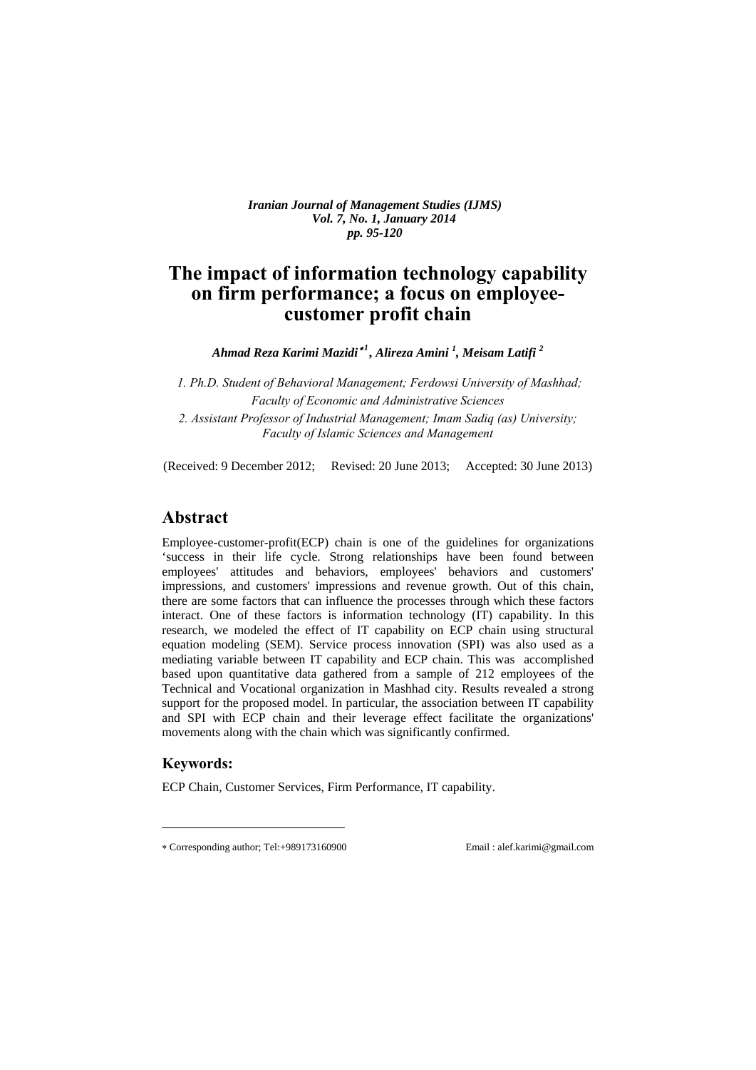# The impact of information technology capability on firm performance; a focus on employee-customer profit chain

***Ahmad Reza Karimi Mazidi*[∗1], Alireza Amini [1], Meisam Latifi [2]***

*1. Ph.D. Student of Behavioral Management; Ferdowsi University of Mashhad; Faculty of Economic and Administrative Sciences*

*2. Assistant Professor of Industrial Management; Imam Sadiq (as) University; Faculty of Islamic Sciences and Management*

(Received: 9 December 2012; Revised: 20 June 2013; Accepted: 30 June 2013)

## Abstract

Employee-customer-profit(ECP) chain is one of the guidelines for organizations 'success in their life cycle. Strong relationships have been found between employees' attitudes and behaviors, employees' behaviors and customers' impressions, and customers' impressions and revenue growth. Out of this chain, there are some factors that can influence the processes through which these factors interact. One of these factors is information technology (IT) capability. In this research, we modeled the effect of IT capability on ECP chain using structural equation modeling (SEM). Service process innovation (SPI) was also used as a mediating variable between IT capability and ECP chain. This was accomplished based upon quantitative data gathered from a sample of 212 employees of the Technical and Vocational organization in Mashhad city. Results revealed a strong support for the proposed model. In particular, the association between IT capability and SPI with ECP chain and their leverage effect facilitate the organizations' movements along with the chain which was significantly confirmed.

### Keywords:

ECP Chain, Customer Services, Firm Performance, IT capability.

---

∗ Corresponding author; Tel:+989173160900 Email : alef.karimi@gmail.com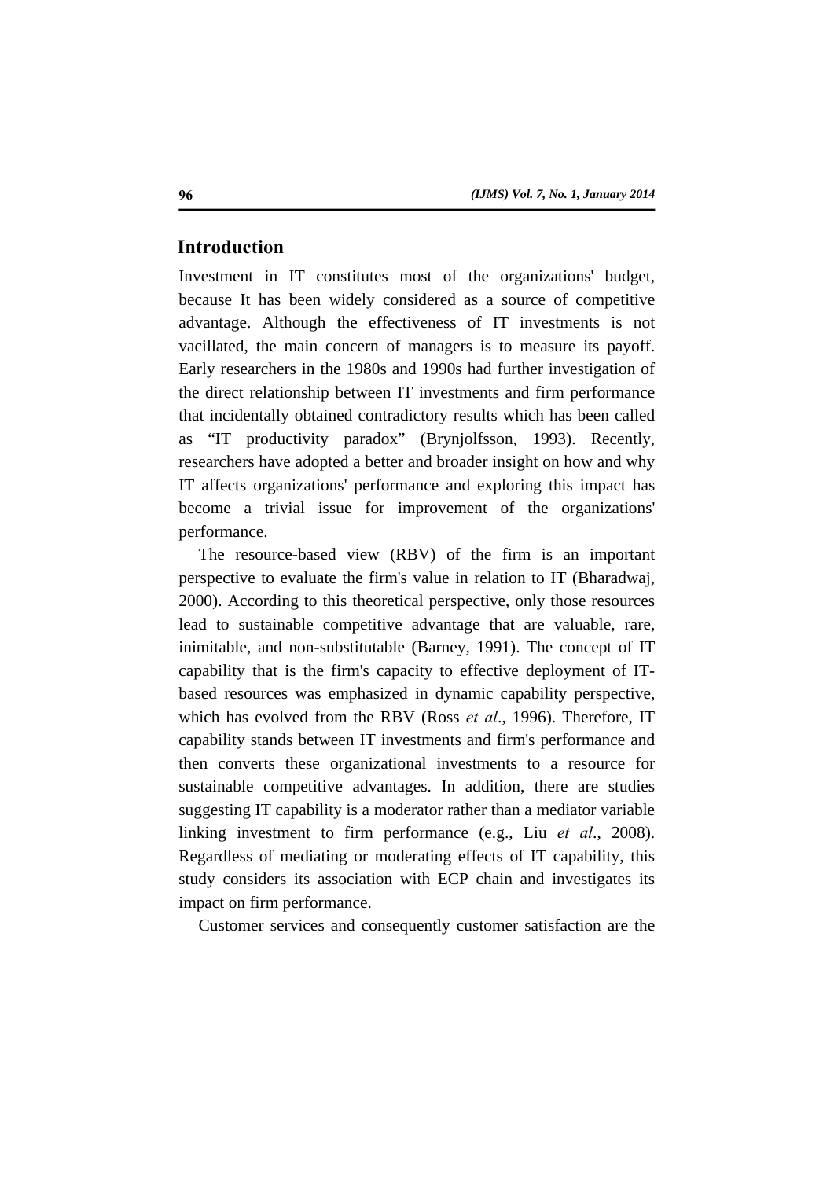## Introduction

Investment in IT constitutes most of the organizations' budget, because It has been widely considered as a source of competitive advantage. Although the effectiveness of IT investments is not vacillated, the main concern of managers is to measure its payoff. Early researchers in the 1980s and 1990s had further investigation of the direct relationship between IT investments and firm performance that incidentally obtained contradictory results which has been called as "IT productivity paradox" (Brynjolfsson, 1993). Recently, researchers have adopted a better and broader insight on how and why IT affects organizations' performance and exploring this impact has become a trivial issue for improvement of the organizations' performance.

The resource-based view (RBV) of the firm is an important perspective to evaluate the firm's value in relation to IT (Bharadwaj, 2000). According to this theoretical perspective, only those resources lead to sustainable competitive advantage that are valuable, rare, inimitable, and non-substitutable (Barney, 1991). The concept of IT capability that is the firm's capacity to effective deployment of IT-based resources was emphasized in dynamic capability perspective, which has evolved from the RBV (Ross *et al*., 1996). Therefore, IT capability stands between IT investments and firm's performance and then converts these organizational investments to a resource for sustainable competitive advantages. In addition, there are studies suggesting IT capability is a moderator rather than a mediator variable linking investment to firm performance (e.g., Liu *et al*., 2008). Regardless of mediating or moderating effects of IT capability, this study considers its association with ECP chain and investigates its impact on firm performance.

Customer services and consequently customer satisfaction are the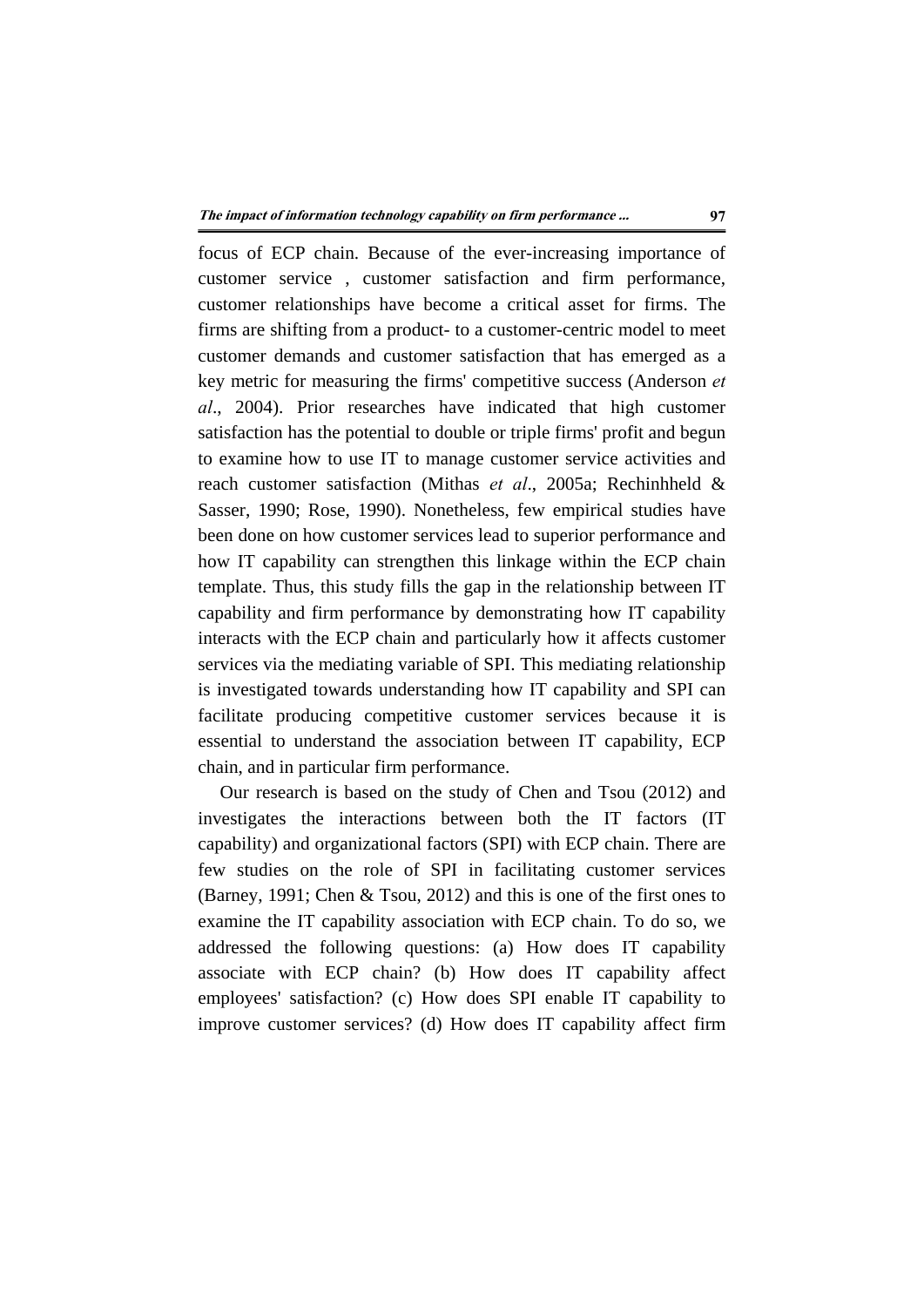focus of ECP chain. Because of the ever-increasing importance of customer service , customer satisfaction and firm performance, customer relationships have become a critical asset for firms. The firms are shifting from a product- to a customer-centric model to meet customer demands and customer satisfaction that has emerged as a key metric for measuring the firms' competitive success (Anderson *et al*., 2004). Prior researches have indicated that high customer satisfaction has the potential to double or triple firms' profit and begun to examine how to use IT to manage customer service activities and reach customer satisfaction (Mithas *et al*., 2005a; Rechinhheld & Sasser, 1990; Rose, 1990). Nonetheless, few empirical studies have been done on how customer services lead to superior performance and how IT capability can strengthen this linkage within the ECP chain template. Thus, this study fills the gap in the relationship between IT capability and firm performance by demonstrating how IT capability interacts with the ECP chain and particularly how it affects customer services via the mediating variable of SPI. This mediating relationship is investigated towards understanding how IT capability and SPI can facilitate producing competitive customer services because it is essential to understand the association between IT capability, ECP chain, and in particular firm performance.

Our research is based on the study of Chen and Tsou (2012) and investigates the interactions between both the IT factors (IT capability) and organizational factors (SPI) with ECP chain. There are few studies on the role of SPI in facilitating customer services (Barney, 1991; Chen & Tsou, 2012) and this is one of the first ones to examine the IT capability association with ECP chain. To do so, we addressed the following questions: (a) How does IT capability associate with ECP chain? (b) How does IT capability affect employees' satisfaction? (c) How does SPI enable IT capability to improve customer services? (d) How does IT capability affect firm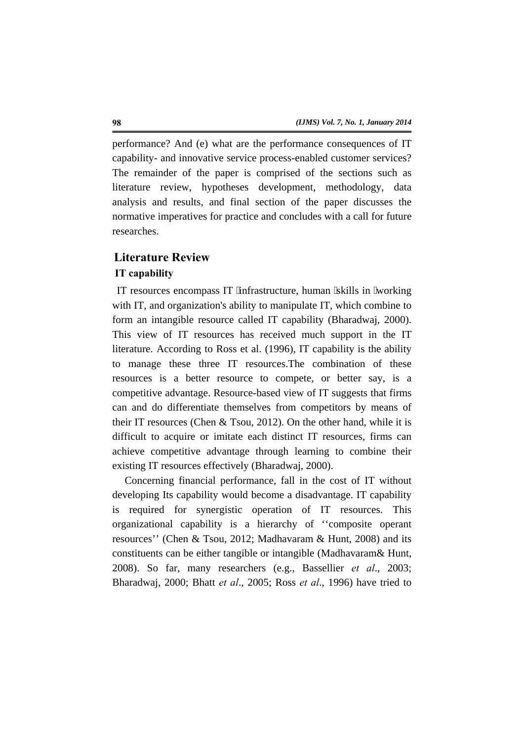performance? And (e) what are the performance consequences of IT capability- and innovative service process-enabled customer services? The remainder of the paper is comprised of the sections such as literature review, hypotheses development, methodology, data analysis and results, and final section of the paper discusses the normative imperatives for practice and concludes with a call for future researches.

## Literature Review

### IT capability

IT resources encompass IT infrastructure, human skills in working with IT, and organization's ability to manipulate IT, which combine to form an intangible resource called IT capability (Bharadwaj, 2000). This view of IT resources has received much support in the IT literature. According to Ross et al. (1996), IT capability is the ability to manage these three IT resources.The combination of these resources is a better resource to compete, or better say, is a competitive advantage. Resource-based view of IT suggests that firms can and do differentiate themselves from competitors by means of their IT resources (Chen & Tsou, 2012). On the other hand, while it is difficult to acquire or imitate each distinct IT resources, firms can achieve competitive advantage through learning to combine their existing IT resources effectively (Bharadwaj, 2000).

Concerning financial performance, fall in the cost of IT without developing Its capability would become a disadvantage. IT capability is required for synergistic operation of IT resources. This organizational capability is a hierarchy of ‘‘composite operant resources’’ (Chen & Tsou, 2012; Madhavaram & Hunt, 2008) and its constituents can be either tangible or intangible (Madhavaram& Hunt, 2008). So far, many researchers (e.g., Bassellier *et al*., 2003; Bharadwaj, 2000; Bhatt *et al*., 2005; Ross *et al*., 1996) have tried to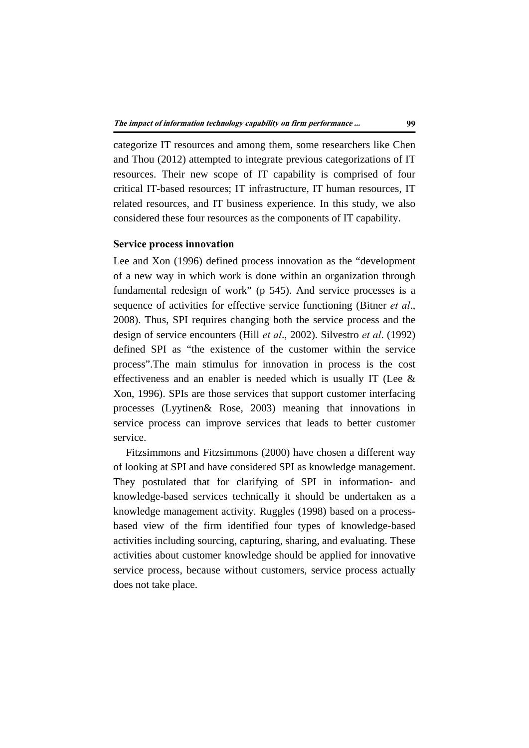categorize IT resources and among them, some researchers like Chen and Thou (2012) attempted to integrate previous categorizations of IT resources. Their new scope of IT capability is comprised of four critical IT-based resources; IT infrastructure, IT human resources, IT related resources, and IT business experience. In this study, we also considered these four resources as the components of IT capability.

**Service process innovation**

Lee and Xon (1996) defined process innovation as the "development of a new way in which work is done within an organization through fundamental redesign of work" (p 545). And service processes is a sequence of activities for effective service functioning (Bitner *et al*., 2008). Thus, SPI requires changing both the service process and the design of service encounters (Hill *et al*., 2002). Silvestro *et al*. (1992) defined SPI as "the existence of the customer within the service process".The main stimulus for innovation in process is the cost effectiveness and an enabler is needed which is usually IT (Lee & Xon, 1996). SPIs are those services that support customer interfacing processes (Lyytinen& Rose, 2003) meaning that innovations in service process can improve services that leads to better customer service.

Fitzsimmons and Fitzsimmons (2000) have chosen a different way of looking at SPI and have considered SPI as knowledge management. They postulated that for clarifying of SPI in information- and knowledge-based services technically it should be undertaken as a knowledge management activity. Ruggles (1998) based on a process-based view of the firm identified four types of knowledge-based activities including sourcing, capturing, sharing, and evaluating. These activities about customer knowledge should be applied for innovative service process, because without customers, service process actually does not take place.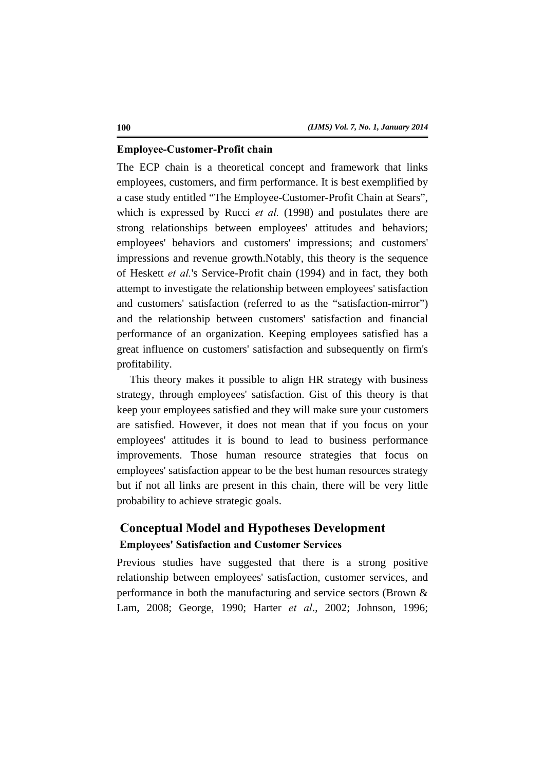### Employee-Customer-Profit chain

The ECP chain is a theoretical concept and framework that links employees, customers, and firm performance. It is best exemplified by a case study entitled “The Employee-Customer-Profit Chain at Sears”, which is expressed by Rucci *et al.* (1998) and postulates there are strong relationships between employees' attitudes and behaviors; employees' behaviors and customers' impressions; and customers' impressions and revenue growth.Notably, this theory is the sequence of Heskett *et al.*'s Service-Profit chain (1994) and in fact, they both attempt to investigate the relationship between employees' satisfaction and customers' satisfaction (referred to as the “satisfaction-mirror”) and the relationship between customers' satisfaction and financial performance of an organization. Keeping employees satisfied has a great influence on customers' satisfaction and subsequently on firm's profitability.

This theory makes it possible to align HR strategy with business strategy, through employees' satisfaction. Gist of this theory is that keep your employees satisfied and they will make sure your customers are satisfied. However, it does not mean that if you focus on your employees' attitudes it is bound to lead to business performance improvements. Those human resource strategies that focus on employees' satisfaction appear to be the best human resources strategy but if not all links are present in this chain, there will be very little probability to achieve strategic goals.

## Conceptual Model and Hypotheses Development

### Employees' Satisfaction and Customer Services

Previous studies have suggested that there is a strong positive relationship between employees' satisfaction, customer services, and performance in both the manufacturing and service sectors (Brown & Lam, 2008; George, 1990; Harter *et al*., 2002; Johnson, 1996;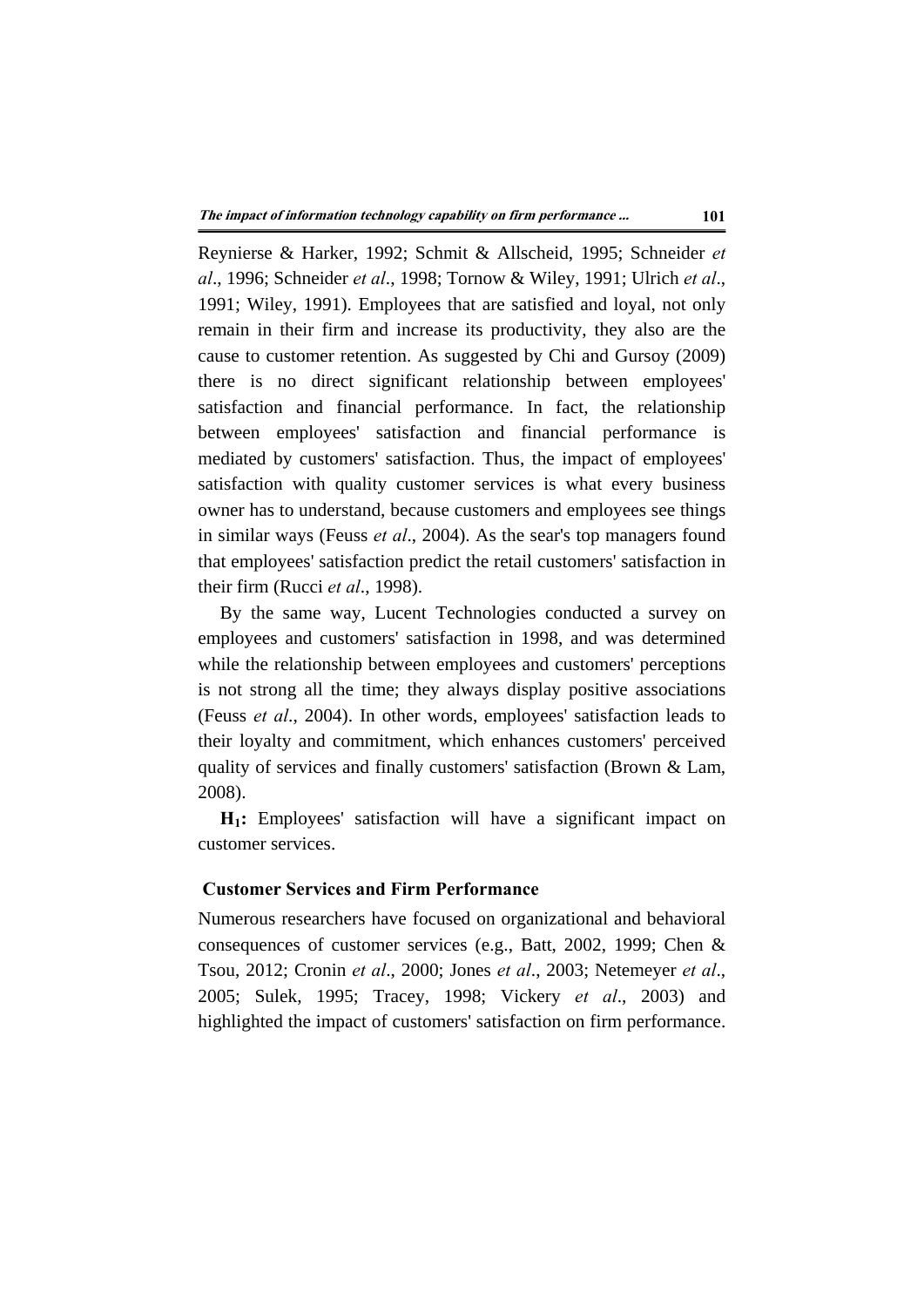Reynierse & Harker, 1992; Schmit & Allscheid, 1995; Schneider *et al*., 1996; Schneider *et al*., 1998; Tornow & Wiley, 1991; Ulrich *et al*., 1991; Wiley, 1991). Employees that are satisfied and loyal, not only remain in their firm and increase its productivity, they also are the cause to customer retention. As suggested by Chi and Gursoy (2009) there is no direct significant relationship between employees' satisfaction and financial performance. In fact, the relationship between employees' satisfaction and financial performance is mediated by customers' satisfaction. Thus, the impact of employees' satisfaction with quality customer services is what every business owner has to understand, because customers and employees see things in similar ways (Feuss *et al*., 2004). As the sear's top managers found that employees' satisfaction predict the retail customers' satisfaction in their firm (Rucci *et al*., 1998).

By the same way, Lucent Technologies conducted a survey on employees and customers' satisfaction in 1998, and was determined while the relationship between employees and customers' perceptions is not strong all the time; they always display positive associations (Feuss *et al*., 2004). In other words, employees' satisfaction leads to their loyalty and commitment, which enhances customers' perceived quality of services and finally customers' satisfaction (Brown & Lam, 2008).

**$H_1$:** Employees' satisfaction will have a significant impact on customer services.

## Customer Services and Firm Performance

Numerous researchers have focused on organizational and behavioral consequences of customer services (e.g., Batt, 2002, 1999; Chen & Tsou, 2012; Cronin *et al*., 2000; Jones *et al*., 2003; Netemeyer *et al*., 2005; Sulek, 1995; Tracey, 1998; Vickery *et al*., 2003) and highlighted the impact of customers' satisfaction on firm performance.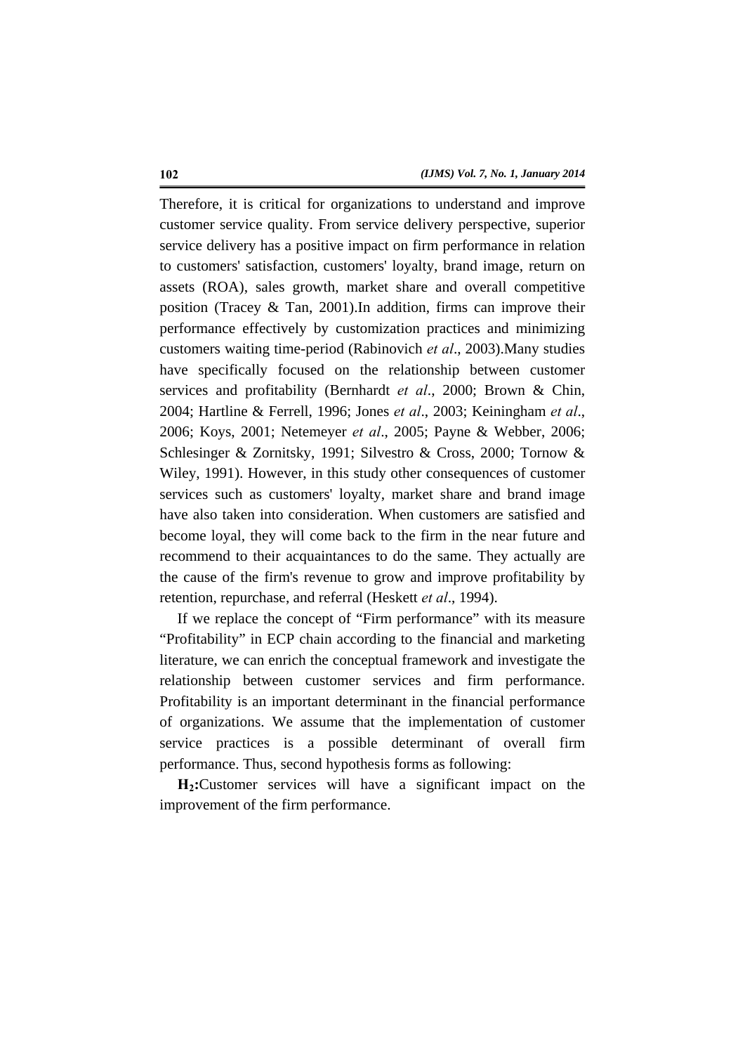Therefore, it is critical for organizations to understand and improve customer service quality. From service delivery perspective, superior service delivery has a positive impact on firm performance in relation to customers' satisfaction, customers' loyalty, brand image, return on assets (ROA), sales growth, market share and overall competitive position (Tracey & Tan, 2001).In addition, firms can improve their performance effectively by customization practices and minimizing customers waiting time-period (Rabinovich *et al*., 2003).Many studies have specifically focused on the relationship between customer services and profitability (Bernhardt *et al*., 2000; Brown & Chin, 2004; Hartline & Ferrell, 1996; Jones *et al*., 2003; Keiningham *et al*., 2006; Koys, 2001; Netemeyer *et al*., 2005; Payne & Webber, 2006; Schlesinger & Zornitsky, 1991; Silvestro & Cross, 2000; Tornow & Wiley, 1991). However, in this study other consequences of customer services such as customers' loyalty, market share and brand image have also taken into consideration. When customers are satisfied and become loyal, they will come back to the firm in the near future and recommend to their acquaintances to do the same. They actually are the cause of the firm's revenue to grow and improve profitability by retention, repurchase, and referral (Heskett *et al*., 1994).

If we replace the concept of “Firm performance” with its measure “Profitability” in ECP chain according to the financial and marketing literature, we can enrich the conceptual framework and investigate the relationship between customer services and firm performance. Profitability is an important determinant in the financial performance of organizations. We assume that the implementation of customer service practices is a possible determinant of overall firm performance. Thus, second hypothesis forms as following:

**$H_2$:**Customer services will have a significant impact on the improvement of the firm performance.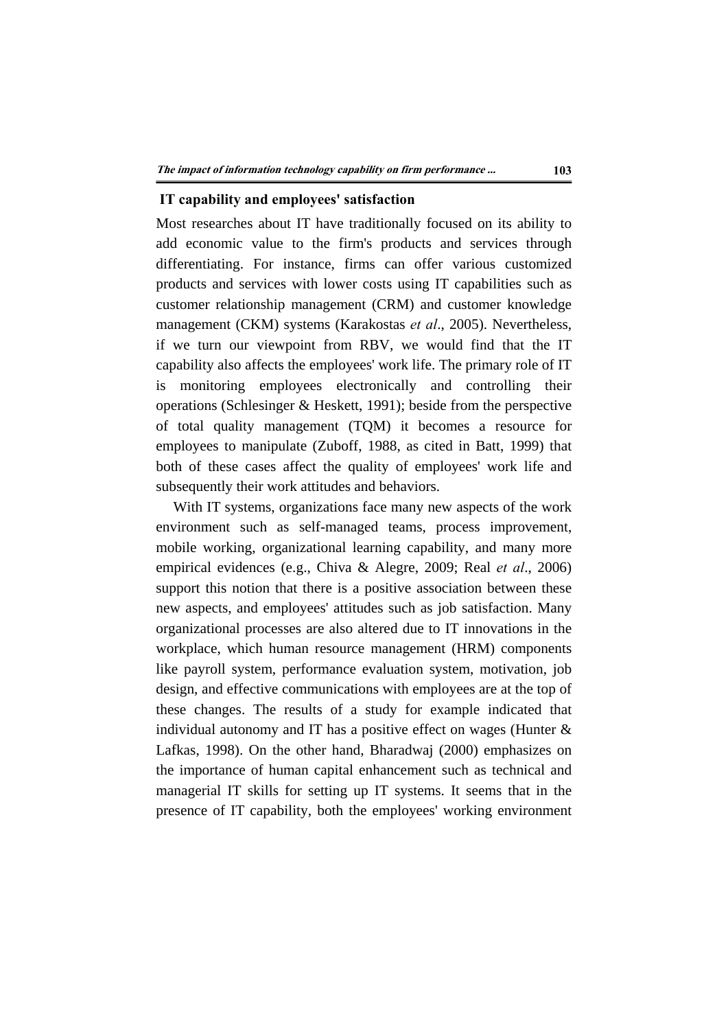## IT capability and employees' satisfaction

Most researches about IT have traditionally focused on its ability to add economic value to the firm's products and services through differentiating. For instance, firms can offer various customized products and services with lower costs using IT capabilities such as customer relationship management (CRM) and customer knowledge management (CKM) systems (Karakostas *et al*., 2005). Nevertheless, if we turn our viewpoint from RBV, we would find that the IT capability also affects the employees' work life. The primary role of IT is monitoring employees electronically and controlling their operations (Schlesinger & Heskett, 1991); beside from the perspective of total quality management (TQM) it becomes a resource for employees to manipulate (Zuboff, 1988, as cited in Batt, 1999) that both of these cases affect the quality of employees' work life and subsequently their work attitudes and behaviors.

With IT systems, organizations face many new aspects of the work environment such as self-managed teams, process improvement, mobile working, organizational learning capability, and many more empirical evidences (e.g., Chiva & Alegre, 2009; Real *et al*., 2006) support this notion that there is a positive association between these new aspects, and employees' attitudes such as job satisfaction. Many organizational processes are also altered due to IT innovations in the workplace, which human resource management (HRM) components like payroll system, performance evaluation system, motivation, job design, and effective communications with employees are at the top of these changes. The results of a study for example indicated that individual autonomy and IT has a positive effect on wages (Hunter & Lafkas, 1998). On the other hand, Bharadwaj (2000) emphasizes on the importance of human capital enhancement such as technical and managerial IT skills for setting up IT systems. It seems that in the presence of IT capability, both the employees' working environment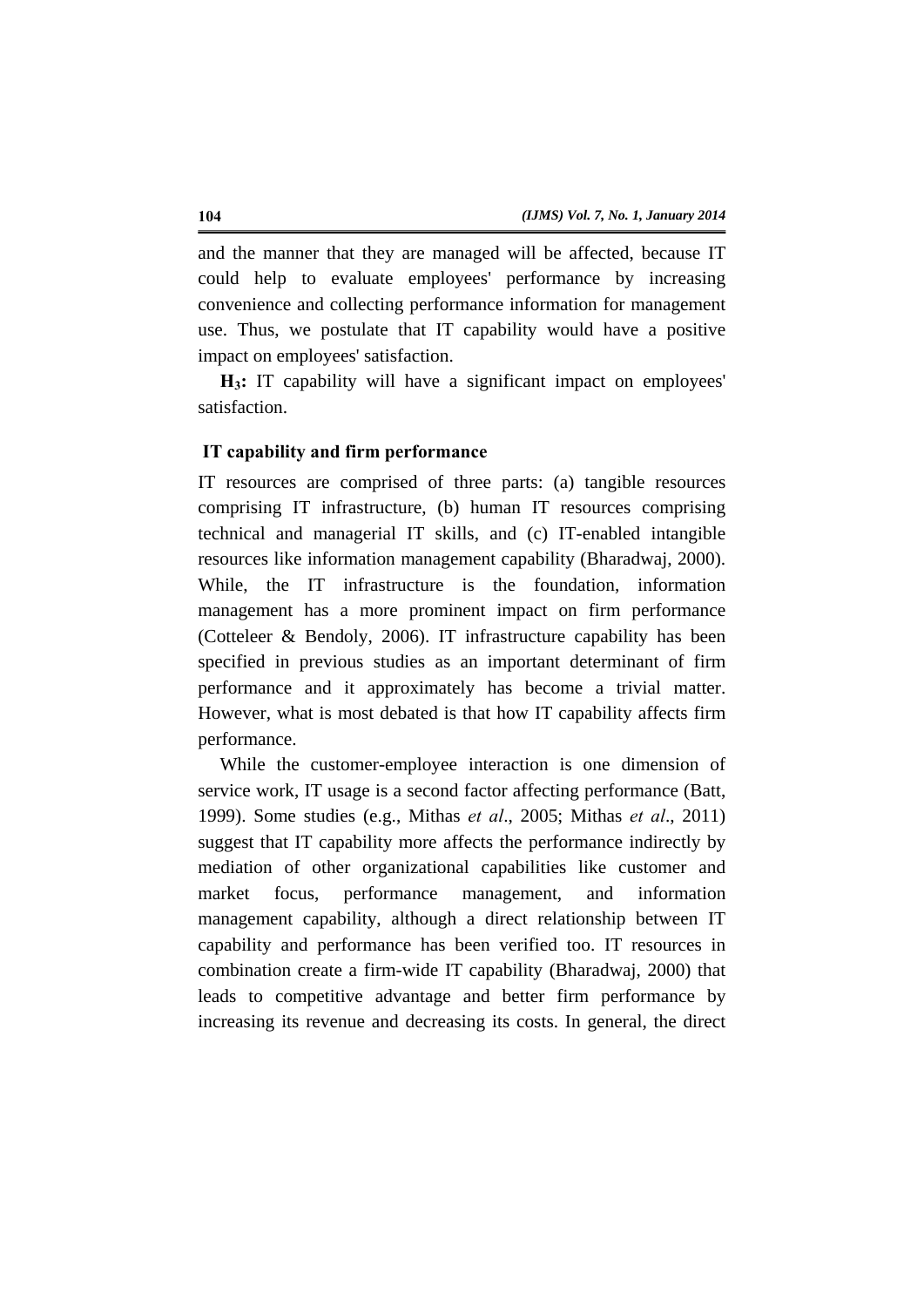and the manner that they are managed will be affected, because IT could help to evaluate employees' performance by increasing convenience and collecting performance information for management use. Thus, we postulate that IT capability would have a positive impact on employees' satisfaction.

**$H_3$:** IT capability will have a significant impact on employees' satisfaction.

### IT capability and firm performance

IT resources are comprised of three parts: (a) tangible resources comprising IT infrastructure, (b) human IT resources comprising technical and managerial IT skills, and (c) IT-enabled intangible resources like information management capability (Bharadwaj, 2000). While, the IT infrastructure is the foundation, information management has a more prominent impact on firm performance (Cotteleer & Bendoly, 2006). IT infrastructure capability has been specified in previous studies as an important determinant of firm performance and it approximately has become a trivial matter. However, what is most debated is that how IT capability affects firm performance.

While the customer-employee interaction is one dimension of service work, IT usage is a second factor affecting performance (Batt, 1999). Some studies (e.g., Mithas *et al*., 2005; Mithas *et al*., 2011) suggest that IT capability more affects the performance indirectly by mediation of other organizational capabilities like customer and market focus, performance management, and information management capability, although a direct relationship between IT capability and performance has been verified too. IT resources in combination create a firm-wide IT capability (Bharadwaj, 2000) that leads to competitive advantage and better firm performance by increasing its revenue and decreasing its costs. In general, the direct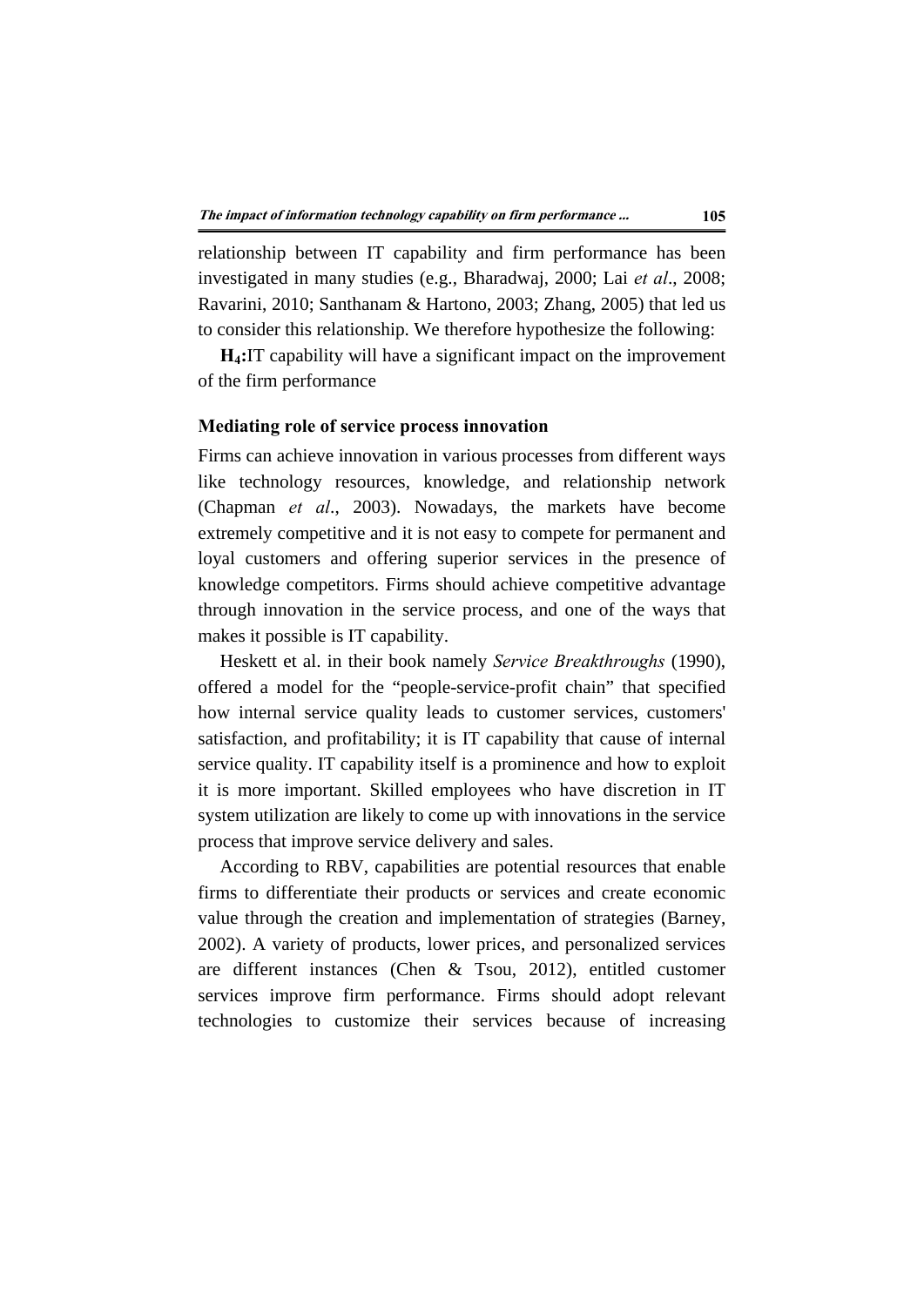relationship between IT capability and firm performance has been investigated in many studies (e.g., Bharadwaj, 2000; Lai *et al*., 2008; Ravarini, 2010; Santhanam & Hartono, 2003; Zhang, 2005) that led us to consider this relationship. We therefore hypothesize the following:

**$H_4$:**IT capability will have a significant impact on the improvement of the firm performance

### Mediating role of service process innovation

Firms can achieve innovation in various processes from different ways like technology resources, knowledge, and relationship network (Chapman *et al*., 2003). Nowadays, the markets have become extremely competitive and it is not easy to compete for permanent and loyal customers and offering superior services in the presence of knowledge competitors. Firms should achieve competitive advantage through innovation in the service process, and one of the ways that makes it possible is IT capability.

Heskett et al. in their book namely *Service Breakthroughs* (1990), offered a model for the "people-service-profit chain" that specified how internal service quality leads to customer services, customers' satisfaction, and profitability; it is IT capability that cause of internal service quality. IT capability itself is a prominence and how to exploit it is more important. Skilled employees who have discretion in IT system utilization are likely to come up with innovations in the service process that improve service delivery and sales.

According to RBV, capabilities are potential resources that enable firms to differentiate their products or services and create economic value through the creation and implementation of strategies (Barney, 2002). A variety of products, lower prices, and personalized services are different instances (Chen & Tsou, 2012), entitled customer services improve firm performance. Firms should adopt relevant technologies to customize their services because of increasing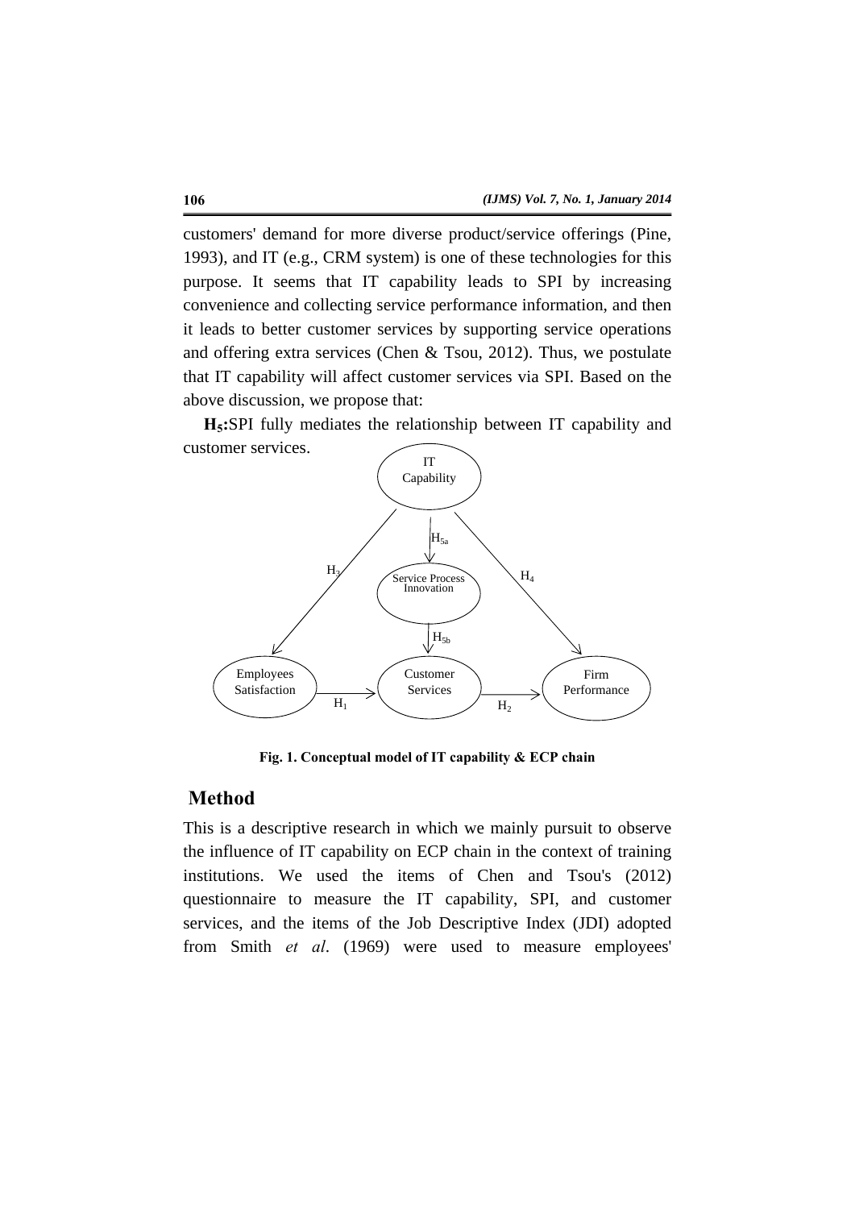customers' demand for more diverse product/service offerings (Pine, 1993), and IT (e.g., CRM system) is one of these technologies for this purpose. It seems that IT capability leads to SPI by increasing convenience and collecting service performance information, and then it leads to better customer services by supporting service operations and offering extra services (Chen & Tsou, 2012). Thus, we postulate that IT capability will affect customer services via SPI. Based on the above discussion, we propose that:

**$H_5$:** SPI fully mediates the relationship between IT capability and customer services.

IT Capability

$H_{5a}$

$H_3$ Service Process Innovation $H_4$

$H_{5b}$

Employees Satisfaction — $H_1$ → Customer Services — $H_2$ → Firm Performance

**Fig. 1. Conceptual model of IT capability & ECP chain**

## Method

This is a descriptive research in which we mainly pursuit to observe the influence of IT capability on ECP chain in the context of training institutions. We used the items of Chen and Tsou's (2012) questionnaire to measure the IT capability, SPI, and customer services, and the items of the Job Descriptive Index (JDI) adopted from Smith *et al*. (1969) were used to measure employees'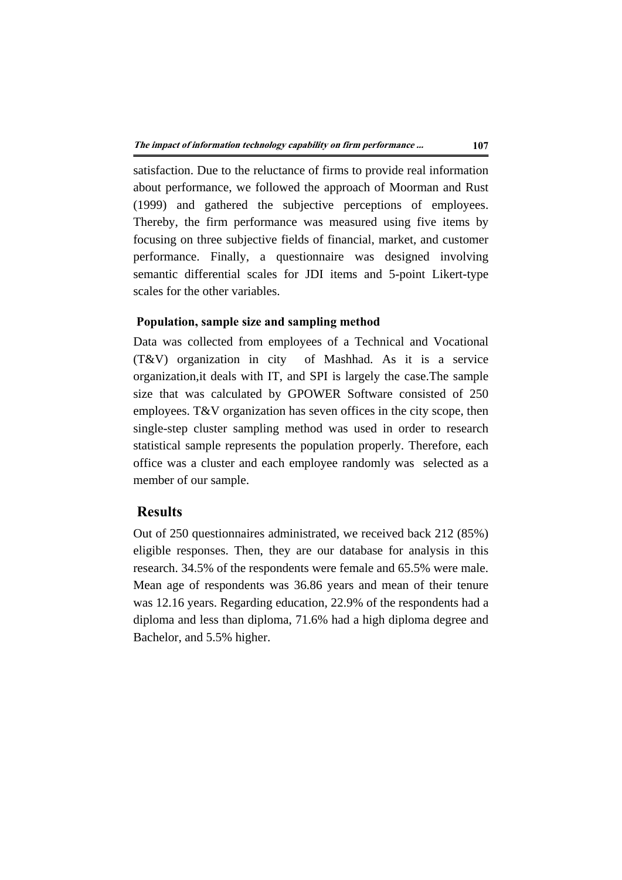satisfaction. Due to the reluctance of firms to provide real information about performance, we followed the approach of Moorman and Rust (1999) and gathered the subjective perceptions of employees. Thereby, the firm performance was measured using five items by focusing on three subjective fields of financial, market, and customer performance. Finally, a questionnaire was designed involving semantic differential scales for JDI items and 5-point Likert-type scales for the other variables.

### Population, sample size and sampling method

Data was collected from employees of a Technical and Vocational (T&V) organization in city of Mashhad. As it is a service organization,it deals with IT, and SPI is largely the case.The sample size that was calculated by GPOWER Software consisted of 250 employees. T&V organization has seven offices in the city scope, then single-step cluster sampling method was used in order to research statistical sample represents the population properly. Therefore, each office was a cluster and each employee randomly was selected as a member of our sample.

## Results

Out of 250 questionnaires administrated, we received back 212 (85%) eligible responses. Then, they are our database for analysis in this research. 34.5% of the respondents were female and 65.5% were male. Mean age of respondents was 36.86 years and mean of their tenure was 12.16 years. Regarding education, 22.9% of the respondents had a diploma and less than diploma, 71.6% had a high diploma degree and Bachelor, and 5.5% higher.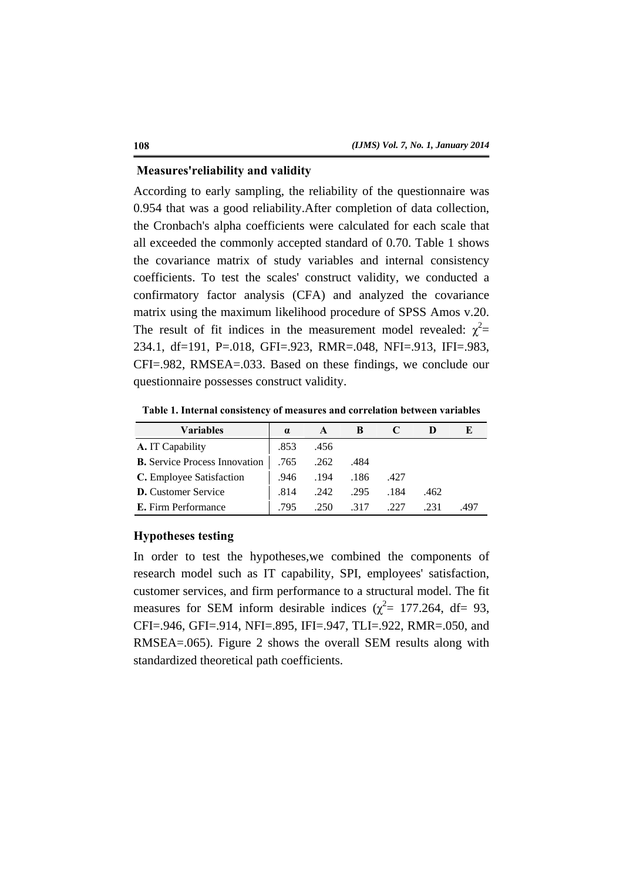## Measures'reliability and validity

According to early sampling, the reliability of the questionnaire was 0.954 that was a good reliability.After completion of data collection, the Cronbach's alpha coefficients were calculated for each scale that all exceeded the commonly accepted standard of 0.70. Table 1 shows the covariance matrix of study variables and internal consistency coefficients. To test the scales' construct validity, we conducted a confirmatory factor analysis (CFA) and analyzed the covariance matrix using the maximum likelihood procedure of SPSS Amos v.20. The result of fit indices in the measurement model revealed: $\chi^2$= 234.1, df=191, P=.018, GFI=.923, RMR=.048, NFI=.913, IFI=.983, CFI=.982, RMSEA=.033. Based on these findings, we conclude our questionnaire possesses construct validity.

**Table 1. Internal consistency of measures and correlation between variables**

| Variables | α | A | B | C | D | E |
|---|---|---|---|---|---|---|
| **A.** IT Capability | .853 | .456 | | | | |
| **B.** Service Process Innovation | .765 | .262 | .484 | | | |
| **C.** Employee Satisfaction | .946 | .194 | .186 | .427 | | |
| **D.** Customer Service | .814 | .242 | .295 | .184 | .462 | |
| **E.** Firm Performance | .795 | .250 | .317 | .227 | .231 | .497 |

## Hypotheses testing

In order to test the hypotheses,we combined the components of research model such as IT capability, SPI, employees' satisfaction, customer services, and firm performance to a structural model. The fit measures for SEM inform desirable indices ($\chi^2$= 177.264, df= 93, CFI=.946, GFI=.914, NFI=.895, IFI=.947, TLI=.922, RMR=.050, and RMSEA=.065). Figure 2 shows the overall SEM results along with standardized theoretical path coefficients.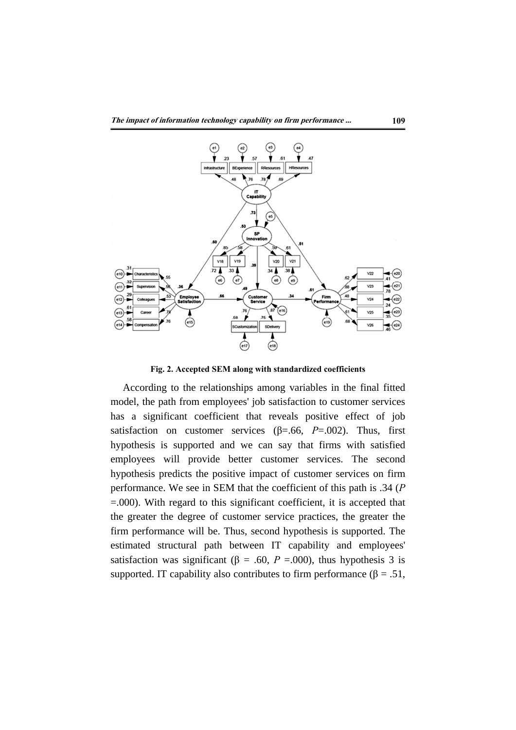**Fig. 2. Accepted SEM along with standardized coefficients**

According to the relationships among variables in the final fitted model, the path from employees' job satisfaction to customer services has a significant coefficient that reveals positive effect of job satisfaction on customer services (β=.66, *P*=.002). Thus, first hypothesis is supported and we can say that firms with satisfied employees will provide better customer services. The second hypothesis predicts the positive impact of customer services on firm performance. We see in SEM that the coefficient of this path is .34 (*P* =.000). With regard to this significant coefficient, it is accepted that the greater the degree of customer service practices, the greater the firm performance will be. Thus, second hypothesis is supported. The estimated structural path between IT capability and employees' satisfaction was significant (β = .60, *P* =.000), thus hypothesis 3 is supported. IT capability also contributes to firm performance (β = .51,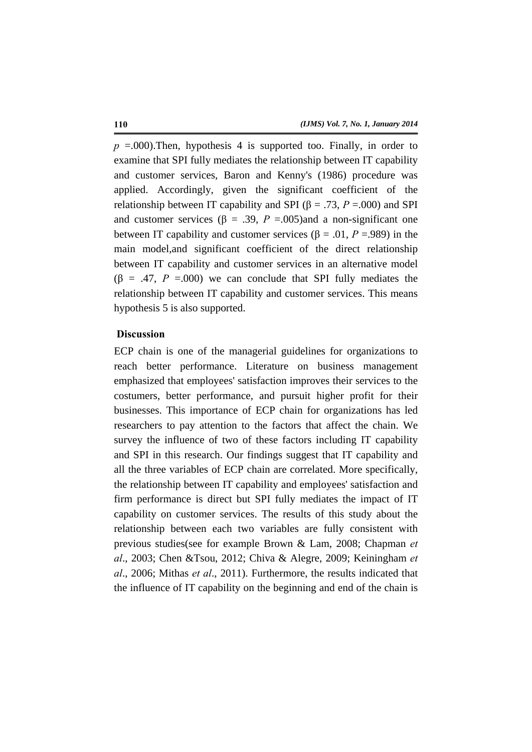$p$ =.000).Then, hypothesis 4 is supported too. Finally, in order to examine that SPI fully mediates the relationship between IT capability and customer services, Baron and Kenny's (1986) procedure was applied. Accordingly, given the significant coefficient of the relationship between IT capability and SPI ($\beta$ = .73, $P$ =.000) and SPI and customer services ($\beta$ = .39, $P$ =.005)and a non-significant one between IT capability and customer services ($\beta$ = .01, $P$ =.989) in the main model,and significant coefficient of the direct relationship between IT capability and customer services in an alternative model ($\beta$ = .47, $P$ =.000) we can conclude that SPI fully mediates the relationship between IT capability and customer services. This means hypothesis 5 is also supported.

## Discussion

ECP chain is one of the managerial guidelines for organizations to reach better performance. Literature on business management emphasized that employees' satisfaction improves their services to the costumers, better performance, and pursuit higher profit for their businesses. This importance of ECP chain for organizations has led researchers to pay attention to the factors that affect the chain. We survey the influence of two of these factors including IT capability and SPI in this research. Our findings suggest that IT capability and all the three variables of ECP chain are correlated. More specifically, the relationship between IT capability and employees' satisfaction and firm performance is direct but SPI fully mediates the impact of IT capability on customer services. The results of this study about the relationship between each two variables are fully consistent with previous studies(see for example Brown & Lam, 2008; Chapman *et al*., 2003; Chen &Tsou, 2012; Chiva & Alegre, 2009; Keiningham *et al*., 2006; Mithas *et al*., 2011). Furthermore, the results indicated that the influence of IT capability on the beginning and end of the chain is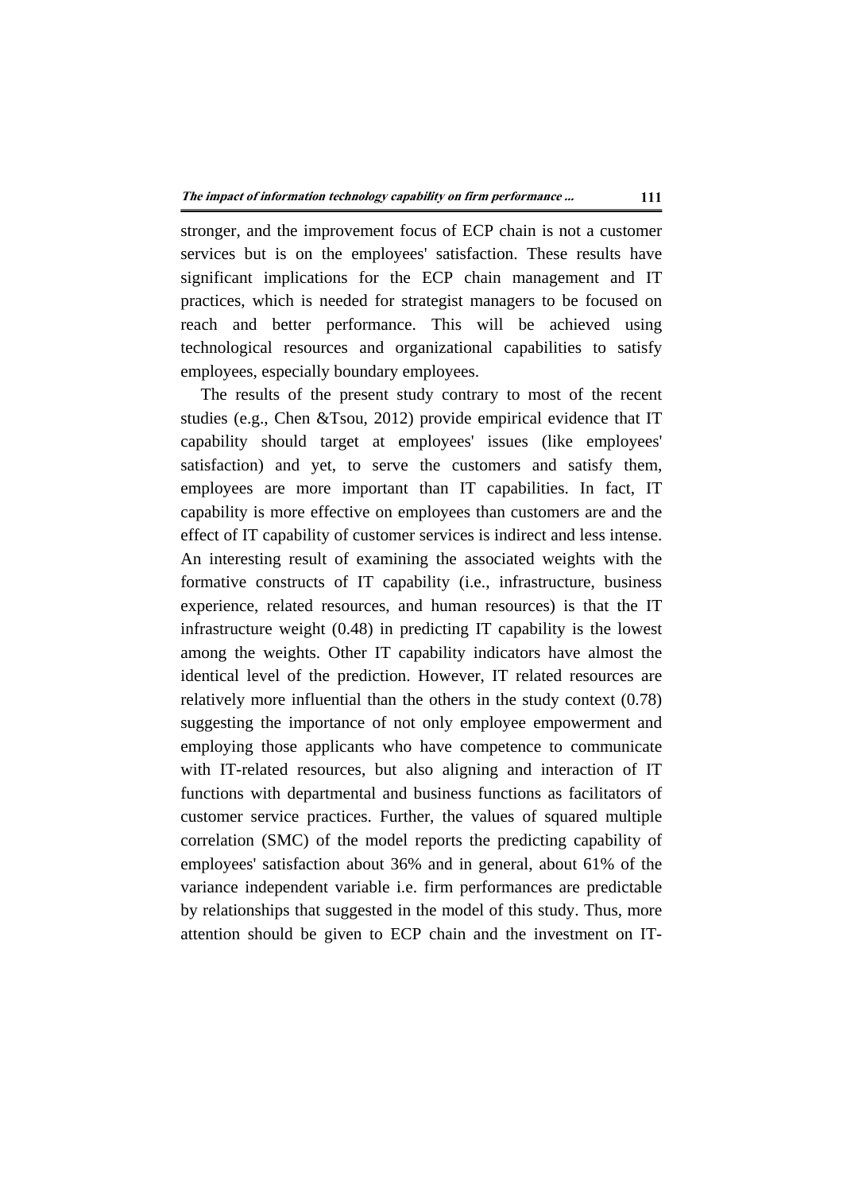stronger, and the improvement focus of ECP chain is not a customer services but is on the employees' satisfaction. These results have significant implications for the ECP chain management and IT practices, which is needed for strategist managers to be focused on reach and better performance. This will be achieved using technological resources and organizational capabilities to satisfy employees, especially boundary employees.

The results of the present study contrary to most of the recent studies (e.g., Chen &Tsou, 2012) provide empirical evidence that IT capability should target at employees' issues (like employees' satisfaction) and yet, to serve the customers and satisfy them, employees are more important than IT capabilities. In fact, IT capability is more effective on employees than customers are and the effect of IT capability of customer services is indirect and less intense. An interesting result of examining the associated weights with the formative constructs of IT capability (i.e., infrastructure, business experience, related resources, and human resources) is that the IT infrastructure weight (0.48) in predicting IT capability is the lowest among the weights. Other IT capability indicators have almost the identical level of the prediction. However, IT related resources are relatively more influential than the others in the study context (0.78) suggesting the importance of not only employee empowerment and employing those applicants who have competence to communicate with IT-related resources, but also aligning and interaction of IT functions with departmental and business functions as facilitators of customer service practices. Further, the values of squared multiple correlation (SMC) of the model reports the predicting capability of employees' satisfaction about 36% and in general, about 61% of the variance independent variable i.e. firm performances are predictable by relationships that suggested in the model of this study. Thus, more attention should be given to ECP chain and the investment on IT-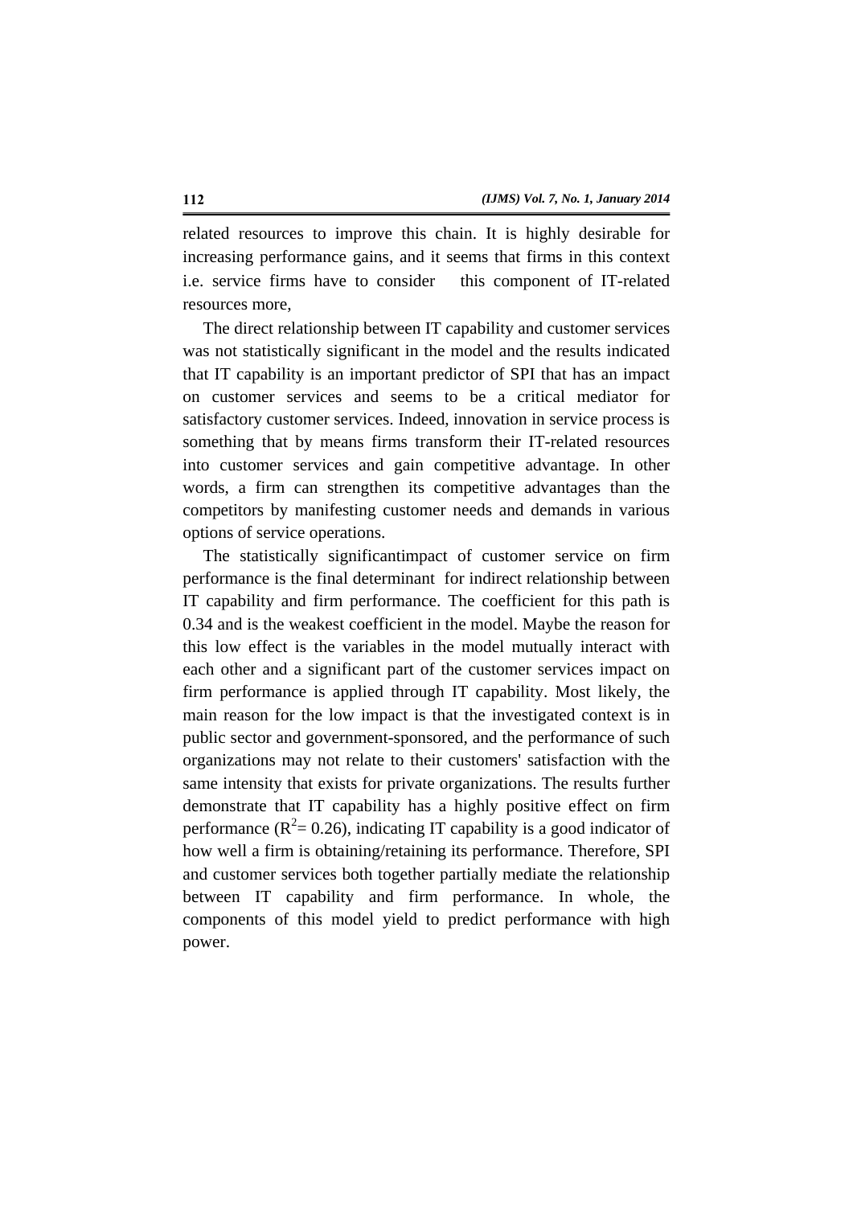related resources to improve this chain. It is highly desirable for increasing performance gains, and it seems that firms in this context i.e. service firms have to consider this component of IT-related resources more,

The direct relationship between IT capability and customer services was not statistically significant in the model and the results indicated that IT capability is an important predictor of SPI that has an impact on customer services and seems to be a critical mediator for satisfactory customer services. Indeed, innovation in service process is something that by means firms transform their IT-related resources into customer services and gain competitive advantage. In other words, a firm can strengthen its competitive advantages than the competitors by manifesting customer needs and demands in various options of service operations.

The statistically significantimpact of customer service on firm performance is the final determinant for indirect relationship between IT capability and firm performance. The coefficient for this path is 0.34 and is the weakest coefficient in the model. Maybe the reason for this low effect is the variables in the model mutually interact with each other and a significant part of the customer services impact on firm performance is applied through IT capability. Most likely, the main reason for the low impact is that the investigated context is in public sector and government-sponsored, and the performance of such organizations may not relate to their customers' satisfaction with the same intensity that exists for private organizations. The results further demonstrate that IT capability has a highly positive effect on firm performance ($R^2$= 0.26), indicating IT capability is a good indicator of how well a firm is obtaining/retaining its performance. Therefore, SPI and customer services both together partially mediate the relationship between IT capability and firm performance. In whole, the components of this model yield to predict performance with high power.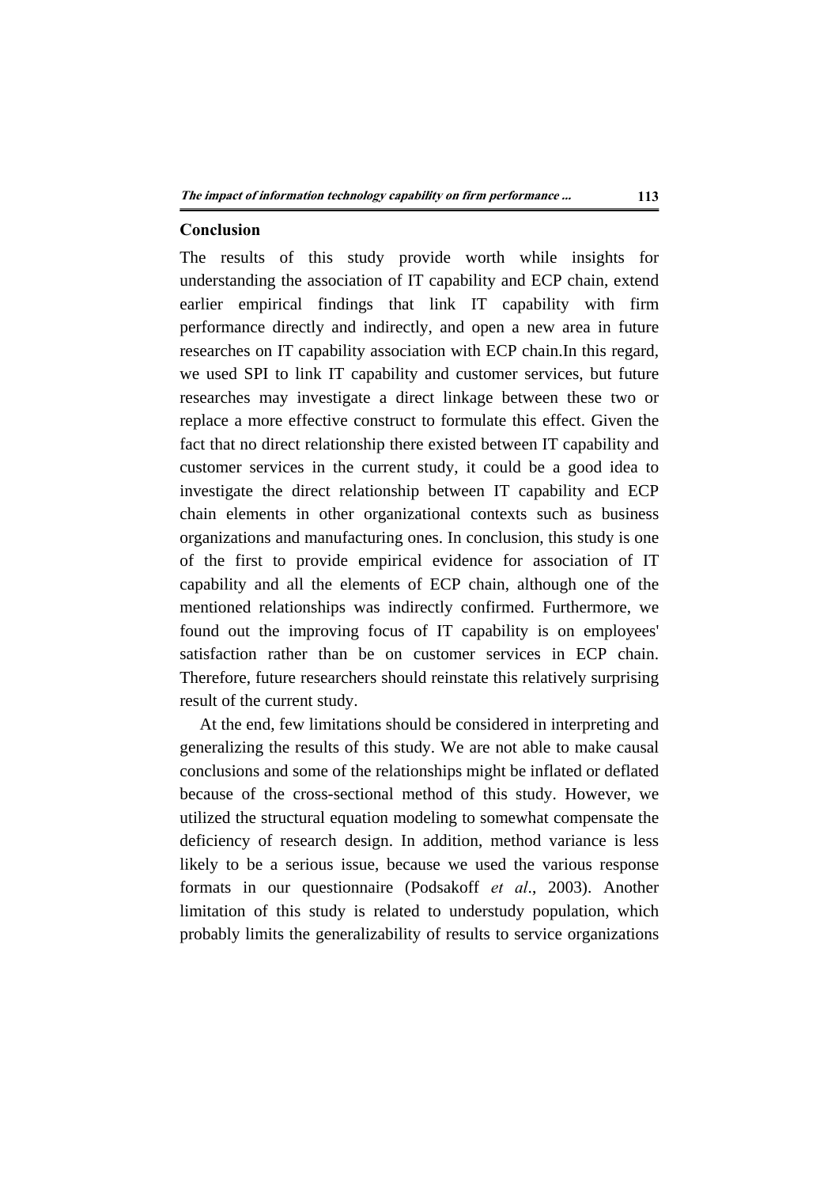## Conclusion

The results of this study provide worth while insights for understanding the association of IT capability and ECP chain, extend earlier empirical findings that link IT capability with firm performance directly and indirectly, and open a new area in future researches on IT capability association with ECP chain.In this regard, we used SPI to link IT capability and customer services, but future researches may investigate a direct linkage between these two or replace a more effective construct to formulate this effect. Given the fact that no direct relationship there existed between IT capability and customer services in the current study, it could be a good idea to investigate the direct relationship between IT capability and ECP chain elements in other organizational contexts such as business organizations and manufacturing ones. In conclusion, this study is one of the first to provide empirical evidence for association of IT capability and all the elements of ECP chain, although one of the mentioned relationships was indirectly confirmed. Furthermore, we found out the improving focus of IT capability is on employees' satisfaction rather than be on customer services in ECP chain. Therefore, future researchers should reinstate this relatively surprising result of the current study.

At the end, few limitations should be considered in interpreting and generalizing the results of this study. We are not able to make causal conclusions and some of the relationships might be inflated or deflated because of the cross-sectional method of this study. However, we utilized the structural equation modeling to somewhat compensate the deficiency of research design. In addition, method variance is less likely to be a serious issue, because we used the various response formats in our questionnaire (Podsakoff *et al*., 2003). Another limitation of this study is related to understudy population, which probably limits the generalizability of results to service organizations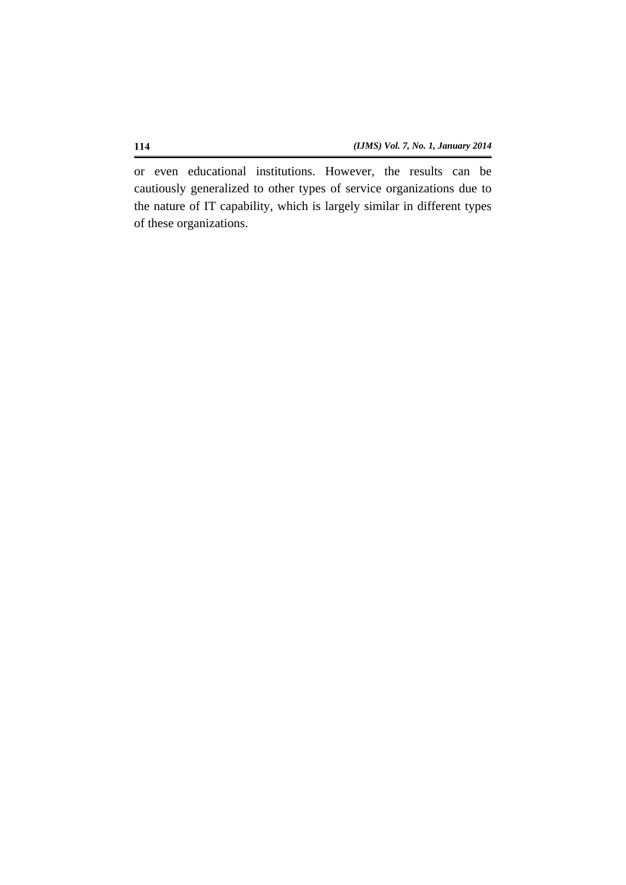or even educational institutions. However, the results can be cautiously generalized to other types of service organizations due to the nature of IT capability, which is largely similar in different types of these organizations.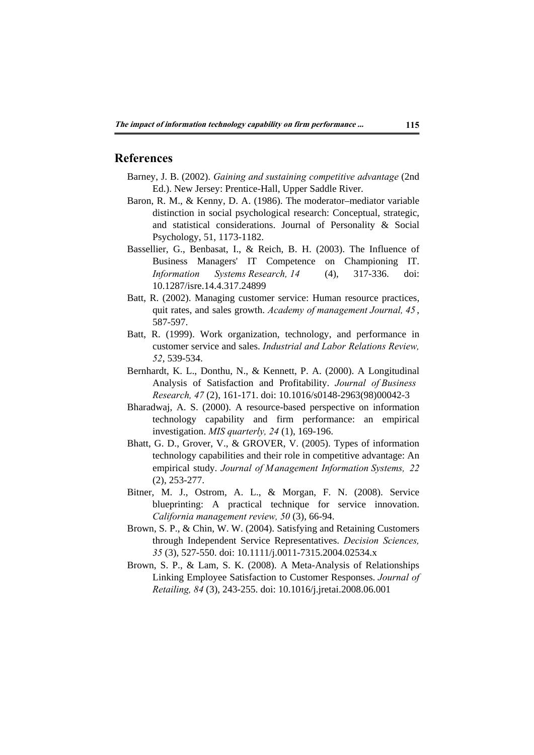## References

Barney, J. B. (2002). *Gaining and sustaining competitive advantage* (2nd Ed.). New Jersey: Prentice-Hall, Upper Saddle River.

Baron, R. M., & Kenny, D. A. (1986). The moderator–mediator variable distinction in social psychological research: Conceptual, strategic, and statistical considerations. Journal of Personality & Social Psychology, 51, 1173-1182.

Bassellier, G., Benbasat, I., & Reich, B. H. (2003). The Influence of Business Managers' IT Competence on Championing IT. *Information Systems Research, 14* (4), 317-336. doi: 10.1287/isre.14.4.317.24899

Batt, R. (2002). Managing customer service: Human resource practices, quit rates, and sales growth. *Academy of management Journal, 45*, 587-597.

Batt, R. (1999). Work organization, technology, and performance in customer service and sales. *Industrial and Labor Relations Review, 52*, 539-534.

Bernhardt, K. L., Donthu, N., & Kennett, P. A. (2000). A Longitudinal Analysis of Satisfaction and Profitability. *Journal of Business Research, 47* (2), 161-171. doi: 10.1016/s0148-2963(98)00042-3

Bharadwaj, A. S. (2000). A resource-based perspective on information technology capability and firm performance: an empirical investigation. *MIS quarterly, 24* (1), 169-196.

Bhatt, G. D., Grover, V., & GROVER, V. (2005). Types of information technology capabilities and their role in competitive advantage: An empirical study. *Journal of Management Information Systems, 22* (2), 253-277.

Bitner, M. J., Ostrom, A. L., & Morgan, F. N. (2008). Service blueprinting: A practical technique for service innovation. *California management review, 50* (3), 66-94.

Brown, S. P., & Chin, W. W. (2004). Satisfying and Retaining Customers through Independent Service Representatives. *Decision Sciences, 35* (3), 527-550. doi: 10.1111/j.0011-7315.2004.02534.x

Brown, S. P., & Lam, S. K. (2008). A Meta-Analysis of Relationships Linking Employee Satisfaction to Customer Responses. *Journal of Retailing, 84* (3), 243-255. doi: 10.1016/j.jretai.2008.06.001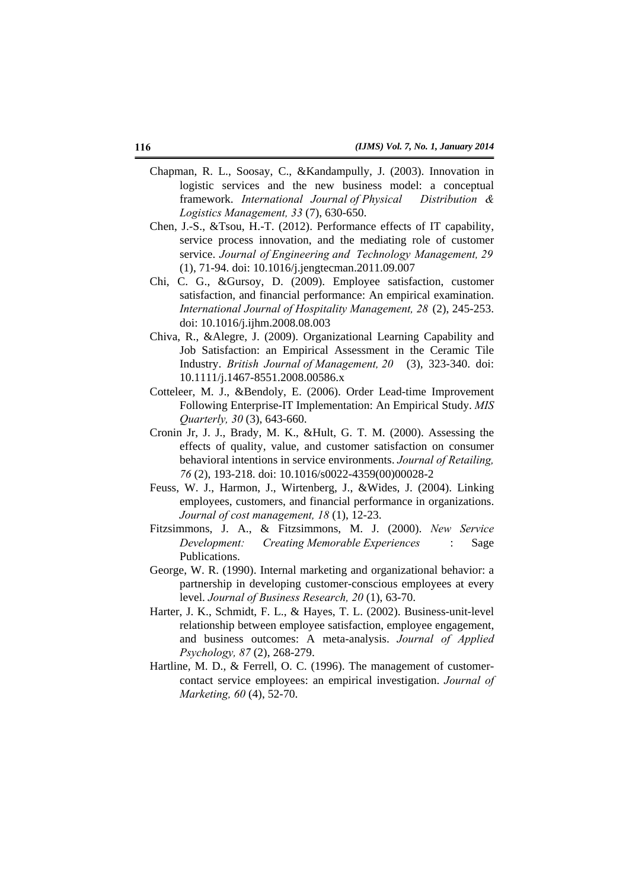Chapman, R. L., Soosay, C., &Kandampully, J. (2003). Innovation in logistic services and the new business model: a conceptual framework. *International Journal of Physical Distribution & Logistics Management, 33* (7), 630-650.

Chen, J.-S., &Tsou, H.-T. (2012). Performance effects of IT capability, service process innovation, and the mediating role of customer service. *Journal of Engineering and Technology Management, 29* (1), 71-94. doi: 10.1016/j.jengtecman.2011.09.007

Chi, C. G., &Gursoy, D. (2009). Employee satisfaction, customer satisfaction, and financial performance: An empirical examination. *International Journal of Hospitality Management, 28* (2), 245-253. doi: 10.1016/j.ijhm.2008.08.003

Chiva, R., &Alegre, J. (2009). Organizational Learning Capability and Job Satisfaction: an Empirical Assessment in the Ceramic Tile Industry. *British Journal of Management, 20* (3), 323-340. doi: 10.1111/j.1467-8551.2008.00586.x

Cotteleer, M. J., &Bendoly, E. (2006). Order Lead-time Improvement Following Enterprise-IT Implementation: An Empirical Study. *MIS Quarterly, 30* (3), 643-660.

Cronin Jr, J. J., Brady, M. K., &Hult, G. T. M. (2000). Assessing the effects of quality, value, and customer satisfaction on consumer behavioral intentions in service environments. *Journal of Retailing, 76* (2), 193-218. doi: 10.1016/s0022-4359(00)00028-2

Feuss, W. J., Harmon, J., Wirtenberg, J., &Wides, J. (2004). Linking employees, customers, and financial performance in organizations. *Journal of cost management, 18* (1), 12-23.

Fitzsimmons, J. A., & Fitzsimmons, M. J. (2000). *New Service Development: Creating Memorable Experiences* : Sage Publications.

George, W. R. (1990). Internal marketing and organizational behavior: a partnership in developing customer-conscious employees at every level. *Journal of Business Research, 20* (1), 63-70.

Harter, J. K., Schmidt, F. L., & Hayes, T. L. (2002). Business-unit-level relationship between employee satisfaction, employee engagement, and business outcomes: A meta-analysis. *Journal of Applied Psychology, 87* (2), 268-279.

Hartline, M. D., & Ferrell, O. C. (1996). The management of customer-contact service employees: an empirical investigation. *Journal of Marketing, 60* (4), 52-70.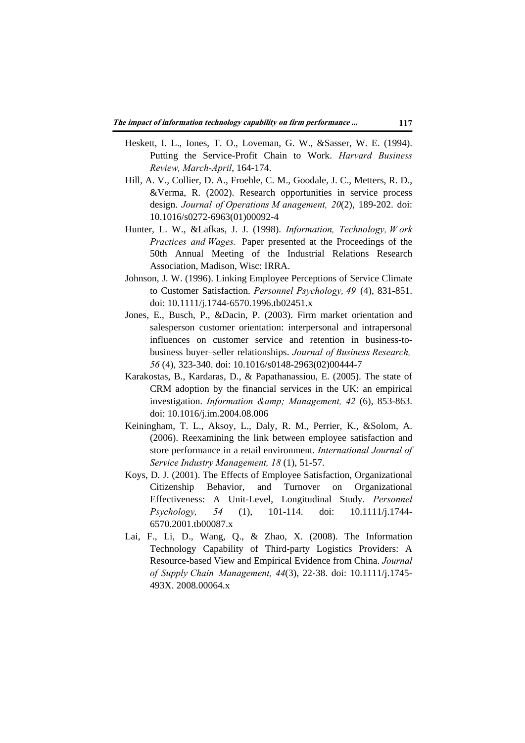Heskett, I. L., Iones, T. O., Loveman, G. W., &Sasser, W. E. (1994). Putting the Service-Profit Chain to Work. *Harvard Business Review, March-April*, 164-174.

Hill, A. V., Collier, D. A., Froehle, C. M., Goodale, J. C., Metters, R. D., &Verma, R. (2002). Research opportunities in service process design. *Journal of Operations M anagement, 20*(2), 189-202. doi: 10.1016/s0272-6963(01)00092-4

Hunter, L. W., &Lafkas, J. J. (1998). *Information, Technology, W ork Practices and Wages.* Paper presented at the Proceedings of the 50th Annual Meeting of the Industrial Relations Research Association, Madison, Wisc: IRRA.

Johnson, J. W. (1996). Linking Employee Perceptions of Service Climate to Customer Satisfaction. *Personnel Psychology, 49* (4), 831-851. doi: 10.1111/j.1744-6570.1996.tb02451.x

Jones, E., Busch, P., &Dacin, P. (2003). Firm market orientation and salesperson customer orientation: interpersonal and intrapersonal influences on customer service and retention in business-to-business buyer–seller relationships. *Journal of Business Research, 56* (4), 323-340. doi: 10.1016/s0148-2963(02)00444-7

Karakostas, B., Kardaras, D., & Papathanassiou, E. (2005). The state of CRM adoption by the financial services in the UK: an empirical investigation. *Information &amp; Management, 42* (6), 853-863. doi: 10.1016/j.im.2004.08.006

Keiningham, T. L., Aksoy, L., Daly, R. M., Perrier, K., &Solom, A. (2006). Reexamining the link between employee satisfaction and store performance in a retail environment. *International Journal of Service Industry Management, 18* (1), 51-57.

Koys, D. J. (2001). The Effects of Employee Satisfaction, Organizational Citizenship Behavior, and Turnover on Organizational Effectiveness: A Unit-Level, Longitudinal Study. *Personnel Psychology, 54* (1), 101-114. doi: 10.1111/j.1744-6570.2001.tb00087.x

Lai, F., Li, D., Wang, Q., & Zhao, X. (2008). The Information Technology Capability of Third-party Logistics Providers: A Resource-based View and Empirical Evidence from China. *Journal of Supply Chain Management, 44*(3), 22-38. doi: 10.1111/j.1745-493X. 2008.00064.x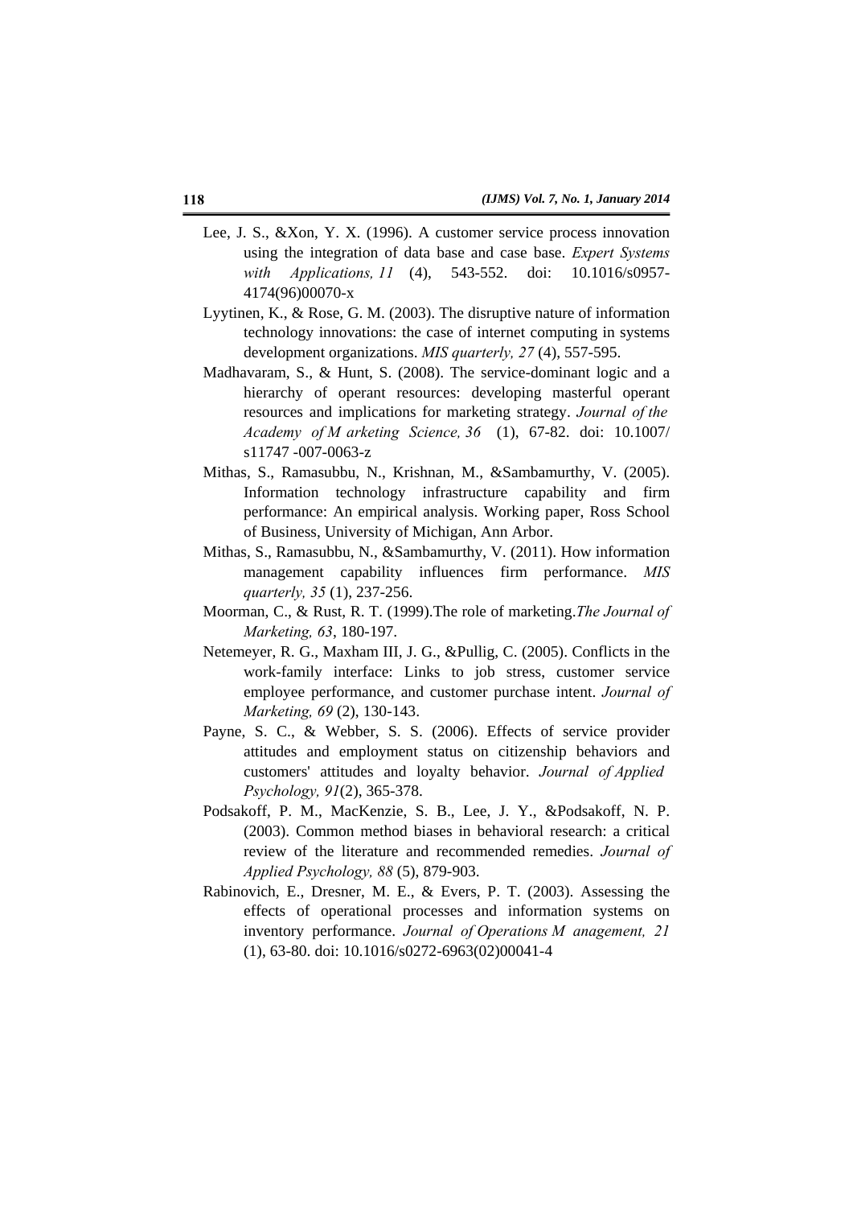Lee, J. S., &Xon, Y. X. (1996). A customer service process innovation using the integration of data base and case base. *Expert Systems with Applications, 11* (4), 543-552. doi: 10.1016/s0957-4174(96)00070-x

Lyytinen, K., & Rose, G. M. (2003). The disruptive nature of information technology innovations: the case of internet computing in systems development organizations. *MIS quarterly, 27* (4), 557-595.

Madhavaram, S., & Hunt, S. (2008). The service-dominant logic and a hierarchy of operant resources: developing masterful operant resources and implications for marketing strategy. *Journal of the Academy of M arketing Science, 36* (1), 67-82. doi: 10.1007/ s11747 -007-0063-z

Mithas, S., Ramasubbu, N., Krishnan, M., &Sambamurthy, V. (2005). Information technology infrastructure capability and firm performance: An empirical analysis. Working paper, Ross School of Business, University of Michigan, Ann Arbor.

Mithas, S., Ramasubbu, N., &Sambamurthy, V. (2011). How information management capability influences firm performance. *MIS quarterly, 35* (1), 237-256.

Moorman, C., & Rust, R. T. (1999).The role of marketing.*The Journal of Marketing, 63*, 180-197.

Netemeyer, R. G., Maxham III, J. G., &Pullig, C. (2005). Conflicts in the work-family interface: Links to job stress, customer service employee performance, and customer purchase intent. *Journal of Marketing, 69* (2), 130-143.

Payne, S. C., & Webber, S. S. (2006). Effects of service provider attitudes and employment status on citizenship behaviors and customers' attitudes and loyalty behavior. *Journal of Applied Psychology, 91*(2), 365-378.

Podsakoff, P. M., MacKenzie, S. B., Lee, J. Y., &Podsakoff, N. P. (2003). Common method biases in behavioral research: a critical review of the literature and recommended remedies. *Journal of Applied Psychology, 88* (5), 879-903.

Rabinovich, E., Dresner, M. E., & Evers, P. T. (2003). Assessing the effects of operational processes and information systems on inventory performance. *Journal of Operations M anagement, 21* (1), 63-80. doi: 10.1016/s0272-6963(02)00041-4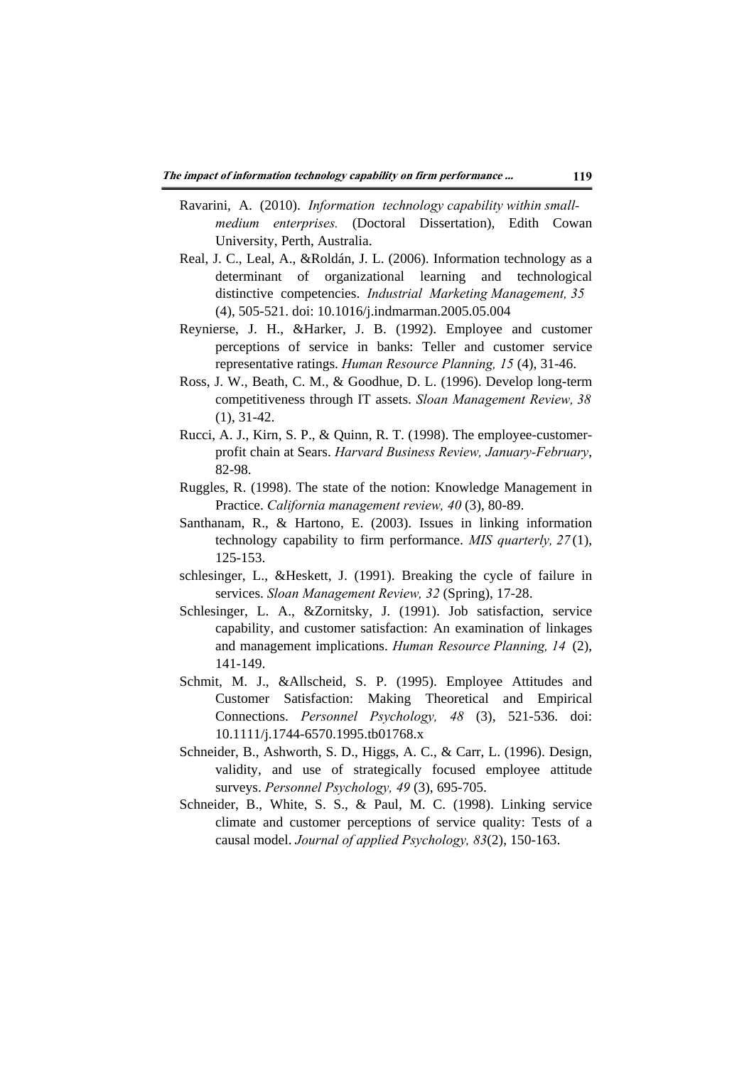Ravarini, A. (2010). *Information technology capability within small-medium enterprises.* (Doctoral Dissertation), Edith Cowan University, Perth, Australia.

Real, J. C., Leal, A., &Roldán, J. L. (2006). Information technology as a determinant of organizational learning and technological distinctive competencies. *Industrial Marketing Management, 35* (4), 505-521. doi: 10.1016/j.indmarman.2005.05.004

Reynierse, J. H., &Harker, J. B. (1992). Employee and customer perceptions of service in banks: Teller and customer service representative ratings. *Human Resource Planning, 15* (4), 31-46.

Ross, J. W., Beath, C. M., & Goodhue, D. L. (1996). Develop long-term competitiveness through IT assets. *Sloan Management Review, 38* (1), 31-42.

Rucci, A. J., Kirn, S. P., & Quinn, R. T. (1998). The employee-customer-profit chain at Sears. *Harvard Business Review, January-February*, 82-98.

Ruggles, R. (1998). The state of the notion: Knowledge Management in Practice. *California management review, 40* (3), 80-89.

Santhanam, R., & Hartono, E. (2003). Issues in linking information technology capability to firm performance. *MIS quarterly, 27* (1), 125-153.

schlesinger, L., &Heskett, J. (1991). Breaking the cycle of failure in services. *Sloan Management Review, 32* (Spring), 17-28.

Schlesinger, L. A., &Zornitsky, J. (1991). Job satisfaction, service capability, and customer satisfaction: An examination of linkages and management implications. *Human Resource Planning, 14* (2), 141-149.

Schmit, M. J., &Allscheid, S. P. (1995). Employee Attitudes and Customer Satisfaction: Making Theoretical and Empirical Connections. *Personnel Psychology, 48* (3), 521-536. doi: 10.1111/j.1744-6570.1995.tb01768.x

Schneider, B., Ashworth, S. D., Higgs, A. C., & Carr, L. (1996). Design, validity, and use of strategically focused employee attitude surveys. *Personnel Psychology, 49* (3), 695-705.

Schneider, B., White, S. S., & Paul, M. C. (1998). Linking service climate and customer perceptions of service quality: Tests of a causal model. *Journal of applied Psychology, 83*(2), 150-163.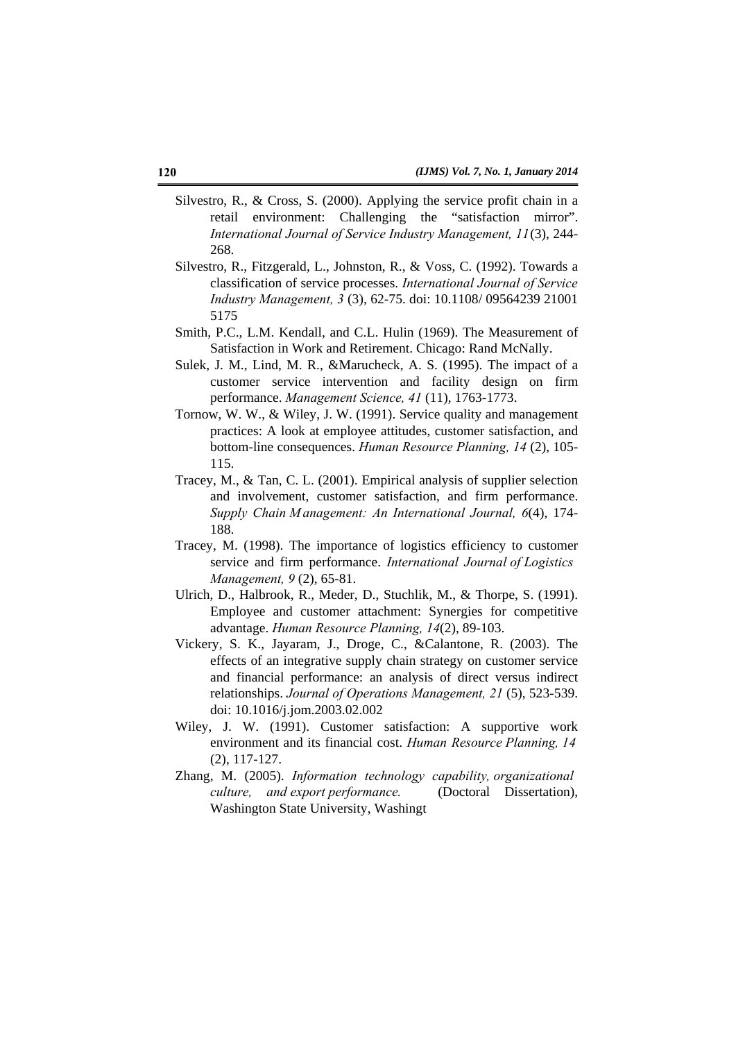Silvestro, R., & Cross, S. (2000). Applying the service profit chain in a retail environment: Challenging the "satisfaction mirror". *International Journal of Service Industry Management, 11*(3), 244-268.

Silvestro, R., Fitzgerald, L., Johnston, R., & Voss, C. (1992). Towards a classification of service processes. *International Journal of Service Industry Management, 3* (3), 62-75. doi: 10.1108/ 09564239 21001 5175

Smith, P.C., L.M. Kendall, and C.L. Hulin (1969). The Measurement of Satisfaction in Work and Retirement. Chicago: Rand McNally.

Sulek, J. M., Lind, M. R., &Marucheck, A. S. (1995). The impact of a customer service intervention and facility design on firm performance. *Management Science, 41* (11), 1763-1773.

Tornow, W. W., & Wiley, J. W. (1991). Service quality and management practices: A look at employee attitudes, customer satisfaction, and bottom-line consequences. *Human Resource Planning, 14* (2), 105-115.

Tracey, M., & Tan, C. L. (2001). Empirical analysis of supplier selection and involvement, customer satisfaction, and firm performance. *Supply Chain Management: An International Journal, 6*(4), 174-188.

Tracey, M. (1998). The importance of logistics efficiency to customer service and firm performance. *International Journal of Logistics Management, 9* (2), 65-81.

Ulrich, D., Halbrook, R., Meder, D., Stuchlik, M., & Thorpe, S. (1991). Employee and customer attachment: Synergies for competitive advantage. *Human Resource Planning, 14*(2), 89-103.

Vickery, S. K., Jayaram, J., Droge, C., &Calantone, R. (2003). The effects of an integrative supply chain strategy on customer service and financial performance: an analysis of direct versus indirect relationships. *Journal of Operations Management, 21* (5), 523-539. doi: 10.1016/j.jom.2003.02.002

Wiley, J. W. (1991). Customer satisfaction: A supportive work environment and its financial cost. *Human Resource Planning, 14* (2), 117-127.

Zhang, M. (2005). *Information technology capability, organizational culture, and export performance.* (Doctoral Dissertation), Washington State University, Washingt